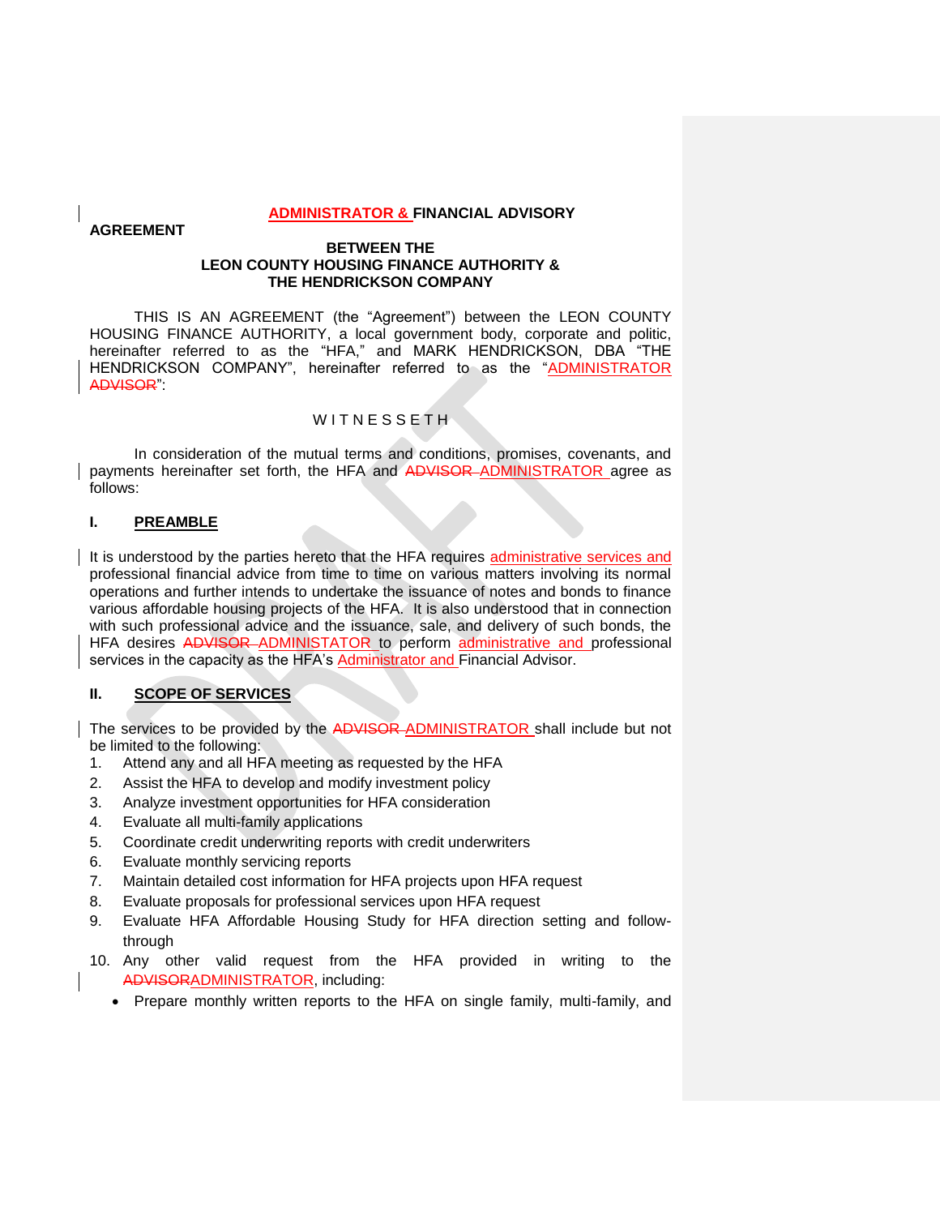**ADMINISTRATOR & FINANCIAL ADVISORY AGREEMENT**

**BETWEEN THE**
**LEON COUNTY HOUSING FINANCE AUTHORITY &**
**THE HENDRICKSON COMPANY**

THIS IS AN AGREEMENT (the "Agreement") between the LEON COUNTY HOUSING FINANCE AUTHORITY, a local government body, corporate and politic, hereinafter referred to as the "HFA," and MARK HENDRICKSON, DBA "THE HENDRICKSON COMPANY", hereinafter referred to as the "ADMINISTRATOR ~~ADVISOR~~":

W I T N E S S E T H

In consideration of the mutual terms and conditions, promises, covenants, and payments hereinafter set forth, the HFA and ~~ADVISOR~~ ADMINISTRATOR agree as follows:

## I. PREAMBLE

It is understood by the parties hereto that the HFA requires administrative services and professional financial advice from time to time on various matters involving its normal operations and further intends to undertake the issuance of notes and bonds to finance various affordable housing projects of the HFA. It is also understood that in connection with such professional advice and the issuance, sale, and delivery of such bonds, the HFA desires ~~ADVISOR~~ ADMINISTATOR to perform administrative and professional services in the capacity as the HFA's Administrator and Financial Advisor.

## II. SCOPE OF SERVICES

The services to be provided by the ~~ADVISOR~~ ADMINISTRATOR shall include but not be limited to the following:

1. Attend any and all HFA meeting as requested by the HFA
2. Assist the HFA to develop and modify investment policy
3. Analyze investment opportunities for HFA consideration
4. Evaluate all multi-family applications
5. Coordinate credit underwriting reports with credit underwriters
6. Evaluate monthly servicing reports
7. Maintain detailed cost information for HFA projects upon HFA request
8. Evaluate proposals for professional services upon HFA request
9. Evaluate HFA Affordable Housing Study for HFA direction setting and follow-through
10. Any other valid request from the HFA provided in writing to the ~~ADVISOR~~ADMINISTRATOR, including:
    - Prepare monthly written reports to the HFA on single family, multi-family, and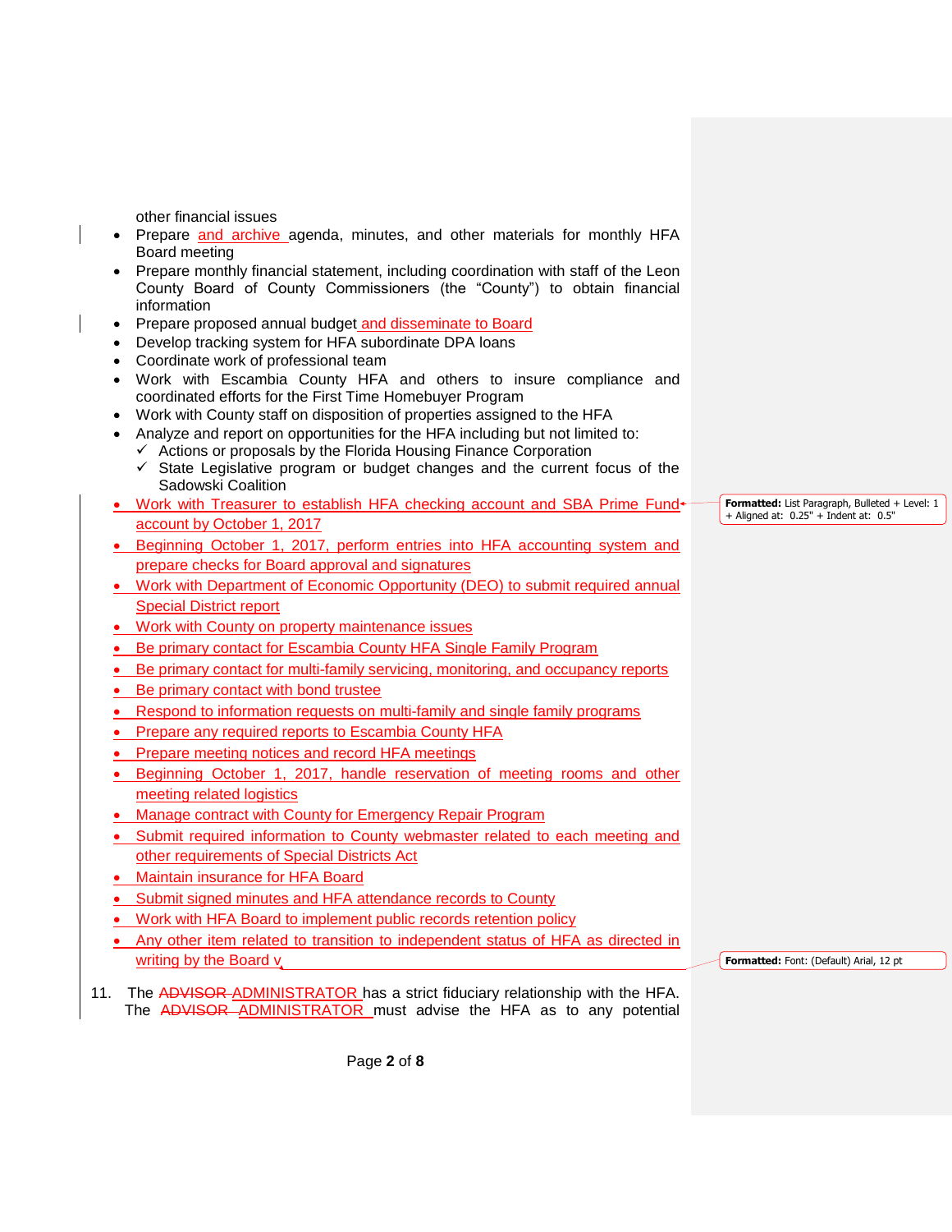other financial issues

- Prepare and archive agenda, minutes, and other materials for monthly HFA Board meeting
- Prepare monthly financial statement, including coordination with staff of the Leon County Board of County Commissioners (the "County") to obtain financial information
- Prepare proposed annual budget and disseminate to Board
- Develop tracking system for HFA subordinate DPA loans
- Coordinate work of professional team
- Work with Escambia County HFA and others to insure compliance and coordinated efforts for the First Time Homebuyer Program
- Work with County staff on disposition of properties assigned to the HFA
- Analyze and report on opportunities for the HFA including but not limited to:
  - ✓ Actions or proposals by the Florida Housing Finance Corporation
  - ✓ State Legislative program or budget changes and the current focus of the Sadowski Coalition
- Work with Treasurer to establish HFA checking account and SBA Prime Fund account by October 1, 2017
- Beginning October 1, 2017, perform entries into HFA accounting system and prepare checks for Board approval and signatures
- Work with Department of Economic Opportunity (DEO) to submit required annual Special District report
- Work with County on property maintenance issues
- Be primary contact for Escambia County HFA Single Family Program
- Be primary contact for multi-family servicing, monitoring, and occupancy reports
- Be primary contact with bond trustee
- Respond to information requests on multi-family and single family programs
- Prepare any required reports to Escambia County HFA
- Prepare meeting notices and record HFA meetings
- Beginning October 1, 2017, handle reservation of meeting rooms and other meeting related logistics
- Manage contract with County for Emergency Repair Program
- Submit required information to County webmaster related to each meeting and other requirements of Special Districts Act
- Maintain insurance for HFA Board
- Submit signed minutes and HFA attendance records to County
- Work with HFA Board to implement public records retention policy
- Any other item related to transition to independent status of HFA as directed in writing by the Board v

11. The ~~ADVISOR~~ ADMINISTRATOR has a strict fiduciary relationship with the HFA. The ~~ADVISOR~~ ADMINISTRATOR must advise the HFA as to any potential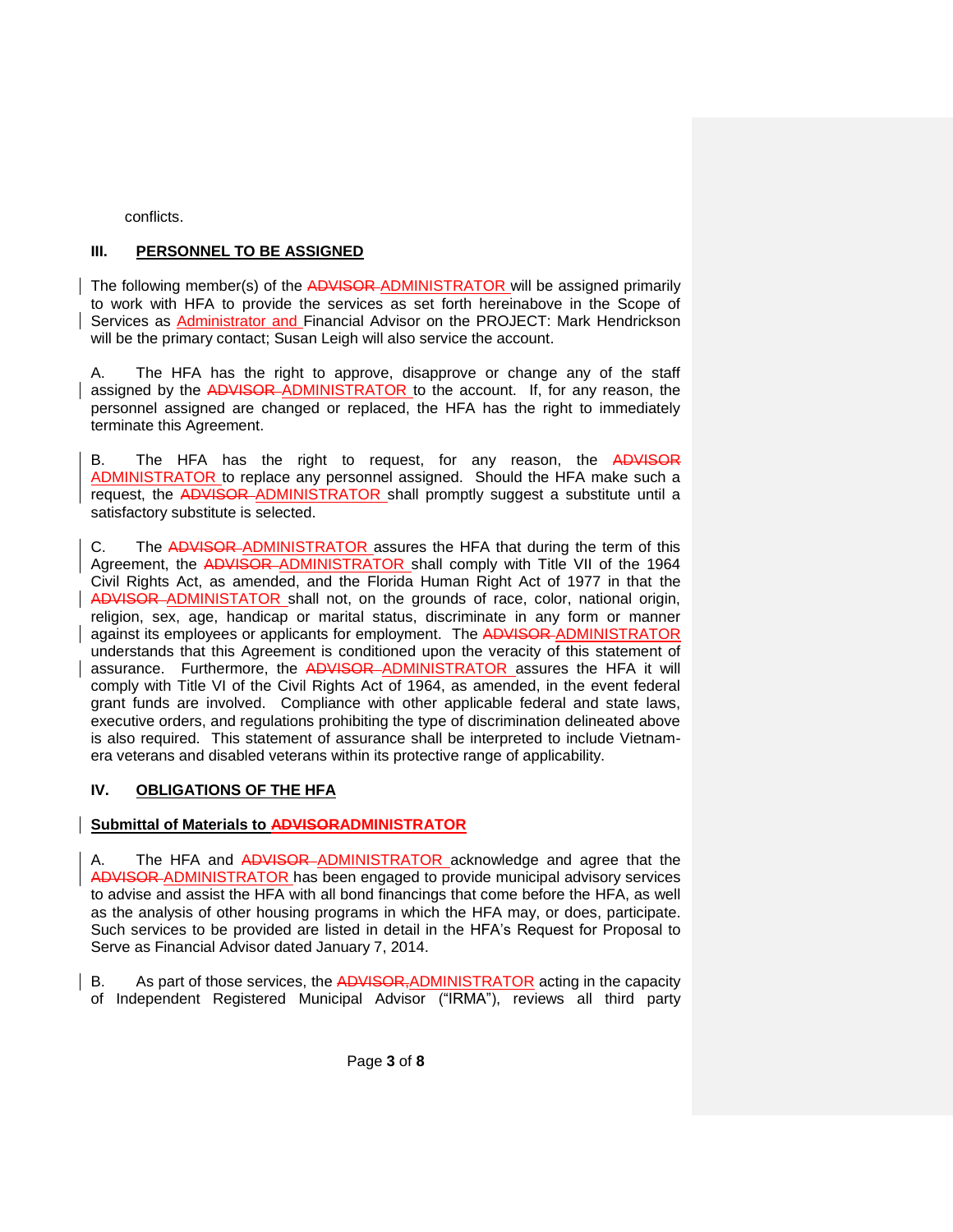conflicts.

## III. PERSONNEL TO BE ASSIGNED

The following member(s) of the ~~ADVISOR~~ ADMINISTRATOR will be assigned primarily to work with HFA to provide the services as set forth hereinabove in the Scope of Services as Administrator and Financial Advisor on the PROJECT: Mark Hendrickson will be the primary contact; Susan Leigh will also service the account.

A. The HFA has the right to approve, disapprove or change any of the staff assigned by the ~~ADVISOR~~ ADMINISTRATOR to the account. If, for any reason, the personnel assigned are changed or replaced, the HFA has the right to immediately terminate this Agreement.

B. The HFA has the right to request, for any reason, the ~~ADVISOR~~ ADMINISTRATOR to replace any personnel assigned. Should the HFA make such a request, the ~~ADVISOR~~ ADMINISTRATOR shall promptly suggest a substitute until a satisfactory substitute is selected.

C. The ~~ADVISOR~~ ADMINISTRATOR assures the HFA that during the term of this Agreement, the ~~ADVISOR~~ ADMINISTRATOR shall comply with Title VII of the 1964 Civil Rights Act, as amended, and the Florida Human Right Act of 1977 in that the ~~ADVISOR~~ ADMINISTATOR shall not, on the grounds of race, color, national origin, religion, sex, age, handicap or marital status, discriminate in any form or manner against its employees or applicants for employment. The ~~ADVISOR~~ ADMINISTRATOR understands that this Agreement is conditioned upon the veracity of this statement of assurance. Furthermore, the ~~ADVISOR~~ ADMINISTRATOR assures the HFA it will comply with Title VI of the Civil Rights Act of 1964, as amended, in the event federal grant funds are involved. Compliance with other applicable federal and state laws, executive orders, and regulations prohibiting the type of discrimination delineated above is also required. This statement of assurance shall be interpreted to include Vietnam-era veterans and disabled veterans within its protective range of applicability.

## IV. OBLIGATIONS OF THE HFA

**Submittal of Materials to ~~ADVISOR~~ADMINISTRATOR**

A. The HFA and ~~ADVISOR~~ ADMINISTRATOR acknowledge and agree that the ~~ADVISOR~~ ADMINISTRATOR has been engaged to provide municipal advisory services to advise and assist the HFA with all bond financings that come before the HFA, as well as the analysis of other housing programs in which the HFA may, or does, participate. Such services to be provided are listed in detail in the HFA's Request for Proposal to Serve as Financial Advisor dated January 7, 2014.

B. As part of those services, the ~~ADVISOR,~~ADMINISTRATOR acting in the capacity of Independent Registered Municipal Advisor ("IRMA"), reviews all third party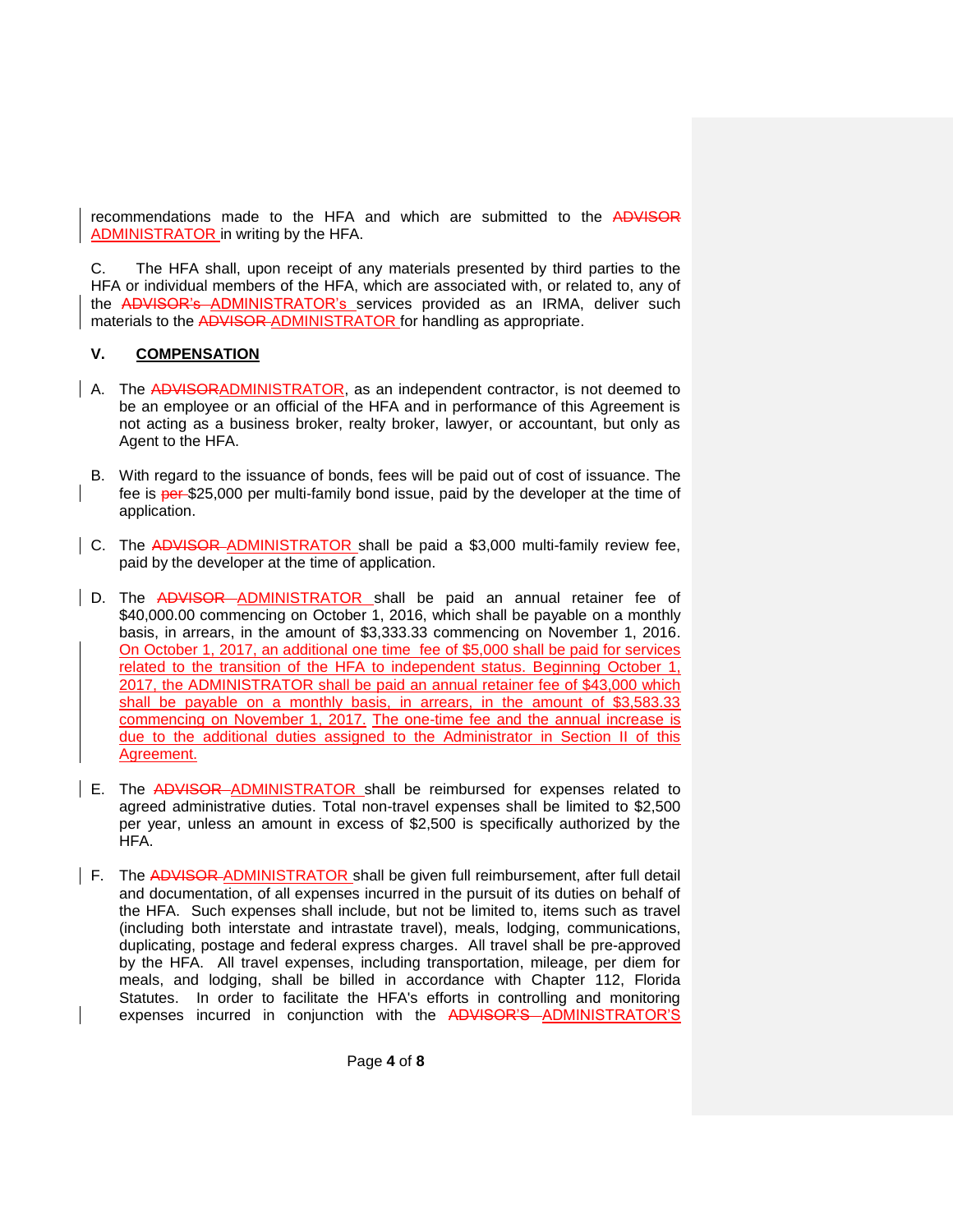recommendations made to the HFA and which are submitted to the ~~ADVISOR~~ ADMINISTRATOR in writing by the HFA.

C. The HFA shall, upon receipt of any materials presented by third parties to the HFA or individual members of the HFA, which are associated with, or related to, any of the ~~ADVISOR's~~ ADMINISTRATOR's services provided as an IRMA, deliver such materials to the ~~ADVISOR~~ ADMINISTRATOR for handling as appropriate.

## V. COMPENSATION

A. The ~~ADVISOR~~ADMINISTRATOR, as an independent contractor, is not deemed to be an employee or an official of the HFA and in performance of this Agreement is not acting as a business broker, realty broker, lawyer, or accountant, but only as Agent to the HFA.

B. With regard to the issuance of bonds, fees will be paid out of cost of issuance. The fee is ~~per~~ $25,000 per multi-family bond issue, paid by the developer at the time of application.

C. The ~~ADVISOR~~ ADMINISTRATOR shall be paid a $3,000 multi-family review fee, paid by the developer at the time of application.

D. The ~~ADVISOR~~ ADMINISTRATOR shall be paid an annual retainer fee of $40,000.00 commencing on October 1, 2016, which shall be payable on a monthly basis, in arrears, in the amount of $3,333.33 commencing on November 1, 2016. On October 1, 2017, an additional one time fee of $5,000 shall be paid for services related to the transition of the HFA to independent status. Beginning October 1, 2017, the ADMINISTRATOR shall be paid an annual retainer fee of $43,000 which shall be payable on a monthly basis, in arrears, in the amount of $3,583.33 commencing on November 1, 2017. The one-time fee and the annual increase is due to the additional duties assigned to the Administrator in Section II of this Agreement.

E. The ~~ADVISOR~~ ADMINISTRATOR shall be reimbursed for expenses related to agreed administrative duties. Total non-travel expenses shall be limited to $2,500 per year, unless an amount in excess of $2,500 is specifically authorized by the HFA.

F. The ~~ADVISOR~~ ADMINISTRATOR shall be given full reimbursement, after full detail and documentation, of all expenses incurred in the pursuit of its duties on behalf of the HFA. Such expenses shall include, but not be limited to, items such as travel (including both interstate and intrastate travel), meals, lodging, communications, duplicating, postage and federal express charges. All travel shall be pre-approved by the HFA. All travel expenses, including transportation, mileage, per diem for meals, and lodging, shall be billed in accordance with Chapter 112, Florida Statutes. In order to facilitate the HFA's efforts in controlling and monitoring expenses incurred in conjunction with the ~~ADVISOR'S~~ ADMINISTRATOR'S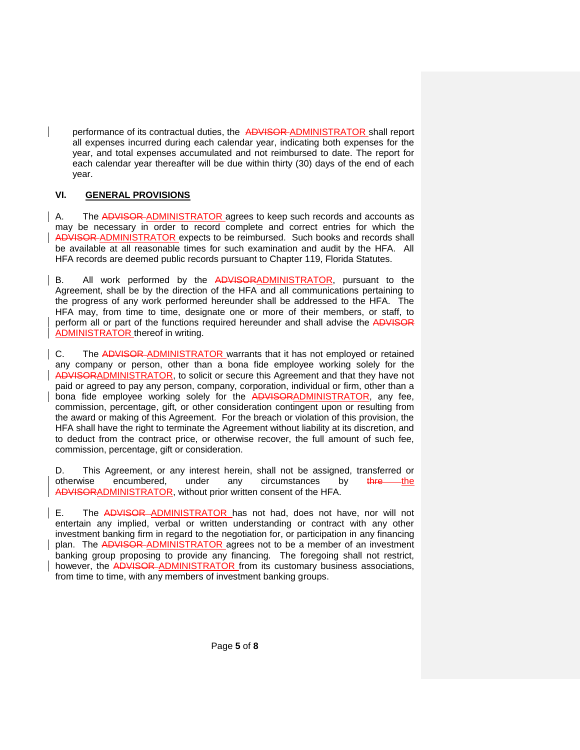performance of its contractual duties, the ~~ADVISOR~~ ADMINISTRATOR shall report all expenses incurred during each calendar year, indicating both expenses for the year, and total expenses accumulated and not reimbursed to date. The report for each calendar year thereafter will be due within thirty (30) days of the end of each year.

## VI. GENERAL PROVISIONS

A. The ~~ADVISOR~~ ADMINISTRATOR agrees to keep such records and accounts as may be necessary in order to record complete and correct entries for which the ~~ADVISOR~~ ADMINISTRATOR expects to be reimbursed. Such books and records shall be available at all reasonable times for such examination and audit by the HFA. All HFA records are deemed public records pursuant to Chapter 119, Florida Statutes.

B. All work performed by the ~~ADVISOR~~ADMINISTRATOR, pursuant to the Agreement, shall be by the direction of the HFA and all communications pertaining to the progress of any work performed hereunder shall be addressed to the HFA. The HFA may, from time to time, designate one or more of their members, or staff, to perform all or part of the functions required hereunder and shall advise the ~~ADVISOR~~ ADMINISTRATOR thereof in writing.

C. The ~~ADVISOR~~ ADMINISTRATOR warrants that it has not employed or retained any company or person, other than a bona fide employee working solely for the ~~ADVISOR~~ADMINISTRATOR, to solicit or secure this Agreement and that they have not paid or agreed to pay any person, company, corporation, individual or firm, other than a bona fide employee working solely for the ~~ADVISOR~~ADMINISTRATOR, any fee, commission, percentage, gift, or other consideration contingent upon or resulting from the award or making of this Agreement. For the breach or violation of this provision, the HFA shall have the right to terminate the Agreement without liability at its discretion, and to deduct from the contract price, or otherwise recover, the full amount of such fee, commission, percentage, gift or consideration.

D. This Agreement, or any interest herein, shall not be assigned, transferred or otherwise encumbered, under any circumstances by ~~thre~~ the ~~ADVISOR~~ADMINISTRATOR, without prior written consent of the HFA.

E. The ~~ADVISOR~~ ADMINISTRATOR has not had, does not have, nor will not entertain any implied, verbal or written understanding or contract with any other investment banking firm in regard to the negotiation for, or participation in any financing plan. The ~~ADVISOR~~ ADMINISTRATOR agrees not to be a member of an investment banking group proposing to provide any financing. The foregoing shall not restrict, however, the ~~ADVISOR~~ ADMINISTRATOR from its customary business associations, from time to time, with any members of investment banking groups.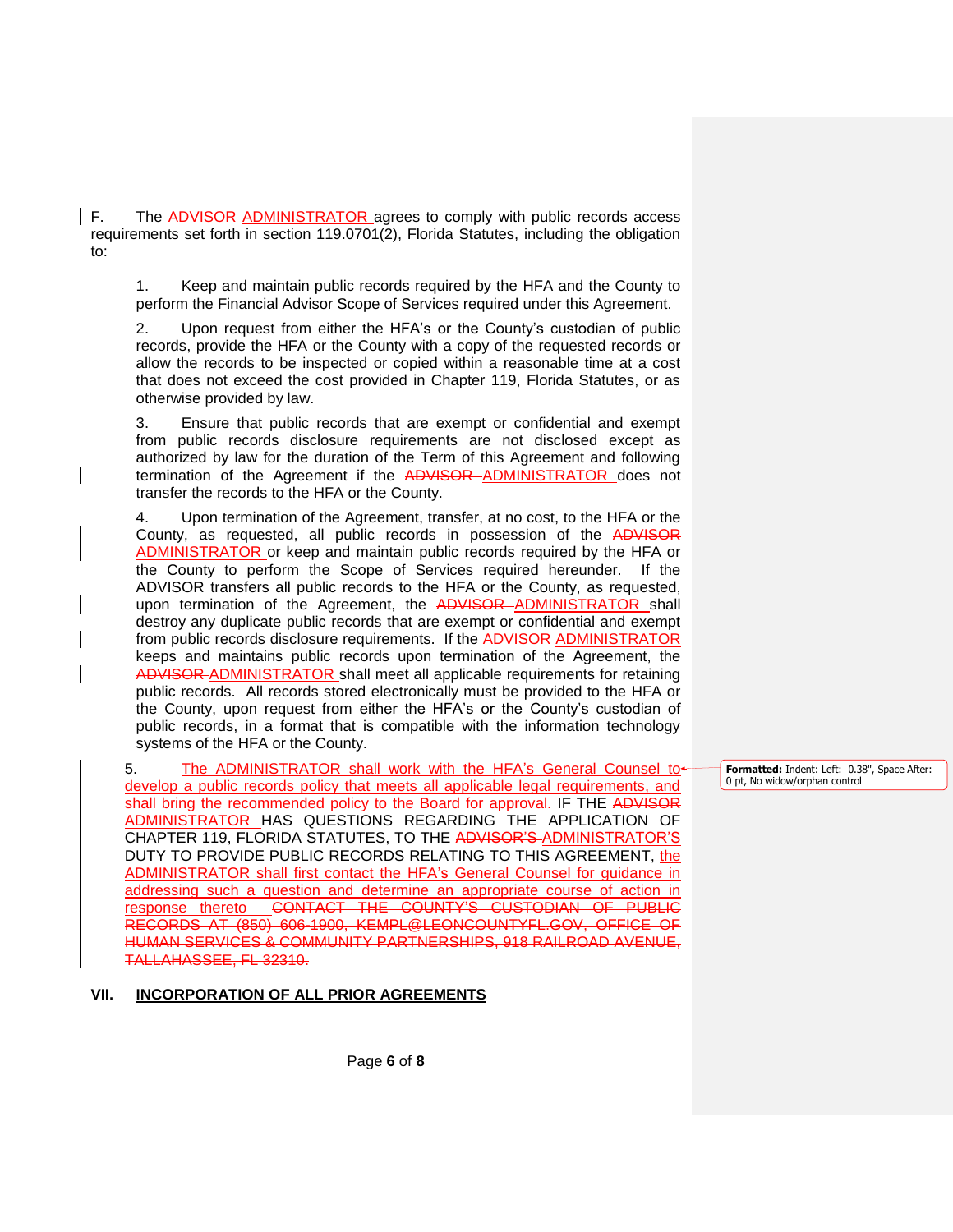F. The ~~ADVISOR~~ ADMINISTRATOR agrees to comply with public records access requirements set forth in section 119.0701(2), Florida Statutes, including the obligation to:

1. Keep and maintain public records required by the HFA and the County to perform the Financial Advisor Scope of Services required under this Agreement.

2. Upon request from either the HFA's or the County's custodian of public records, provide the HFA or the County with a copy of the requested records or allow the records to be inspected or copied within a reasonable time at a cost that does not exceed the cost provided in Chapter 119, Florida Statutes, or as otherwise provided by law.

3. Ensure that public records that are exempt or confidential and exempt from public records disclosure requirements are not disclosed except as authorized by law for the duration of the Term of this Agreement and following termination of the Agreement if the ~~ADVISOR~~ ADMINISTRATOR does not transfer the records to the HFA or the County.

4. Upon termination of the Agreement, transfer, at no cost, to the HFA or the County, as requested, all public records in possession of the ~~ADVISOR~~ ADMINISTRATOR or keep and maintain public records required by the HFA or the County to perform the Scope of Services required hereunder. If the ADVISOR transfers all public records to the HFA or the County, as requested, upon termination of the Agreement, the ~~ADVISOR~~ ADMINISTRATOR shall destroy any duplicate public records that are exempt or confidential and exempt from public records disclosure requirements. If the ~~ADVISOR~~ ADMINISTRATOR keeps and maintains public records upon termination of the Agreement, the ~~ADVISOR~~ ADMINISTRATOR shall meet all applicable requirements for retaining public records. All records stored electronically must be provided to the HFA or the County, upon request from either the HFA's or the County's custodian of public records, in a format that is compatible with the information technology systems of the HFA or the County.

5. The ADMINISTRATOR shall work with the HFA's General Counsel to develop a public records policy that meets all applicable legal requirements, and shall bring the recommended policy to the Board for approval. IF THE ~~ADVISOR~~ ADMINISTRATOR HAS QUESTIONS REGARDING THE APPLICATION OF CHAPTER 119, FLORIDA STATUTES, TO THE ~~ADVISOR'S~~ ADMINISTRATOR'S DUTY TO PROVIDE PUBLIC RECORDS RELATING TO THIS AGREEMENT, the ADMINISTRATOR shall first contact the HFA's General Counsel for guidance in addressing such a question and determine an appropriate course of action in response thereto ~~CONTACT THE COUNTY'S CUSTODIAN OF PUBLIC RECORDS AT (850) 606-1900, KEMPL@LEONCOUNTYFL.GOV, OFFICE OF HUMAN SERVICES & COMMUNITY PARTNERSHIPS, 918 RAILROAD AVENUE, TALLAHASSEE, FL 32310.~~

## VII. INCORPORATION OF ALL PRIOR AGREEMENTS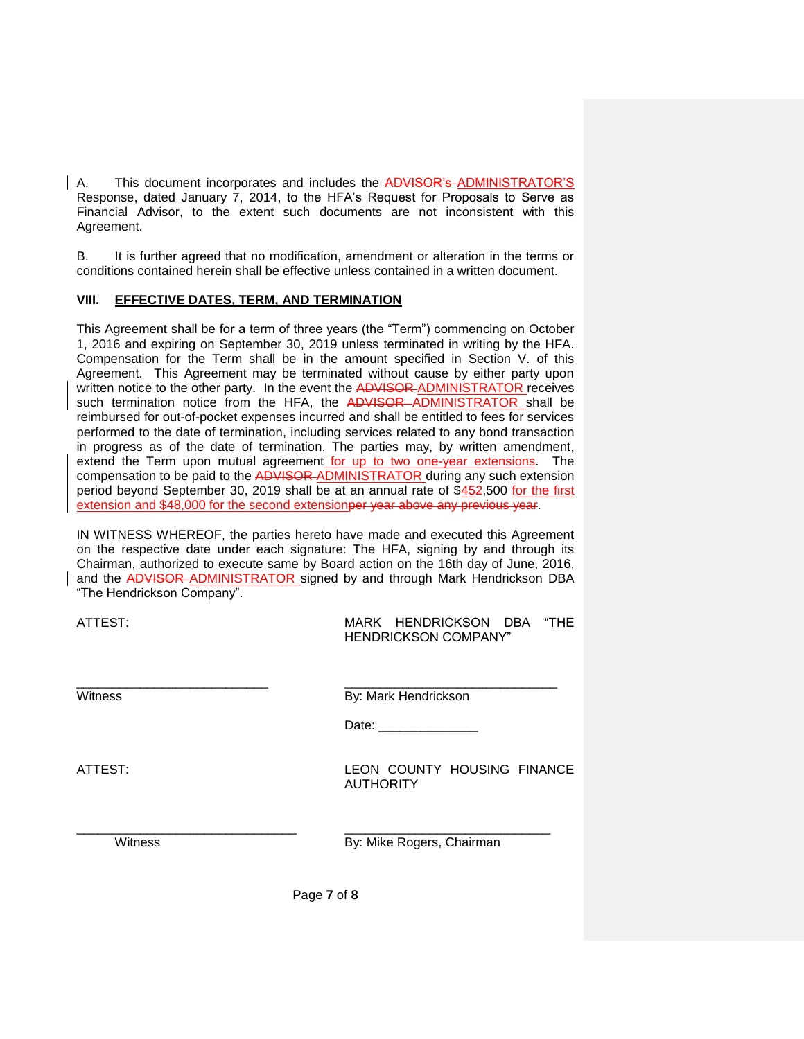A. This document incorporates and includes the ~~ADVISOR's~~ ADMINISTRATOR'S Response, dated January 7, 2014, to the HFA's Request for Proposals to Serve as Financial Advisor, to the extent such documents are not inconsistent with this Agreement.

B. It is further agreed that no modification, amendment or alteration in the terms or conditions contained herein shall be effective unless contained in a written document.

**VIII. EFFECTIVE DATES, TERM, AND TERMINATION**

This Agreement shall be for a term of three years (the "Term") commencing on October 1, 2016 and expiring on September 30, 2019 unless terminated in writing by the HFA. Compensation for the Term shall be in the amount specified in Section V. of this Agreement. This Agreement may be terminated without cause by either party upon written notice to the other party. In the event the ~~ADVISOR~~ ADMINISTRATOR receives such termination notice from the HFA, the ~~ADVISOR~~ ADMINISTRATOR shall be reimbursed for out-of-pocket expenses incurred and shall be entitled to fees for services performed to the date of termination, including services related to any bond transaction in progress as of the date of termination. The parties may, by written amendment, extend the Term upon mutual agreement for up to two one-year extensions. The compensation to be paid to the ~~ADVISOR~~ ADMINISTRATOR during any such extension period beyond September 30, 2019 shall be at an annual rate of $45~~2~~,500 for the first extension and $48,000 for the second extension~~per year above any previous year~~.

IN WITNESS WHEREOF, the parties hereto have made and executed this Agreement on the respective date under each signature: The HFA, signing by and through its Chairman, authorized to execute same by Board action on the 16th day of June, 2016, and the ~~ADVISOR~~ ADMINISTRATOR signed by and through Mark Hendrickson DBA "The Hendrickson Company".

ATTEST: MARK HENDRICKSON DBA "THE HENDRICKSON COMPANY"

\_\_\_\_\_\_\_\_\_\_\_\_\_\_\_\_\_\_\_\_\_\_\_\_\_\_\_ \_\_\_\_\_\_\_\_\_\_\_\_\_\_\_\_\_\_\_\_\_\_\_\_\_\_\_\_\_\_
Witness By: Mark Hendrickson

Date: \_\_\_\_\_\_\_\_\_\_\_\_\_\_

ATTEST: LEON COUNTY HOUSING FINANCE AUTHORITY

\_\_\_\_\_\_\_\_\_\_\_\_\_\_\_\_\_\_\_\_\_\_\_\_\_\_\_\_\_\_\_ \_\_\_\_\_\_\_\_\_\_\_\_\_\_\_\_\_\_\_\_\_\_\_\_\_\_\_\_\_
Witness By: Mike Rogers, Chairman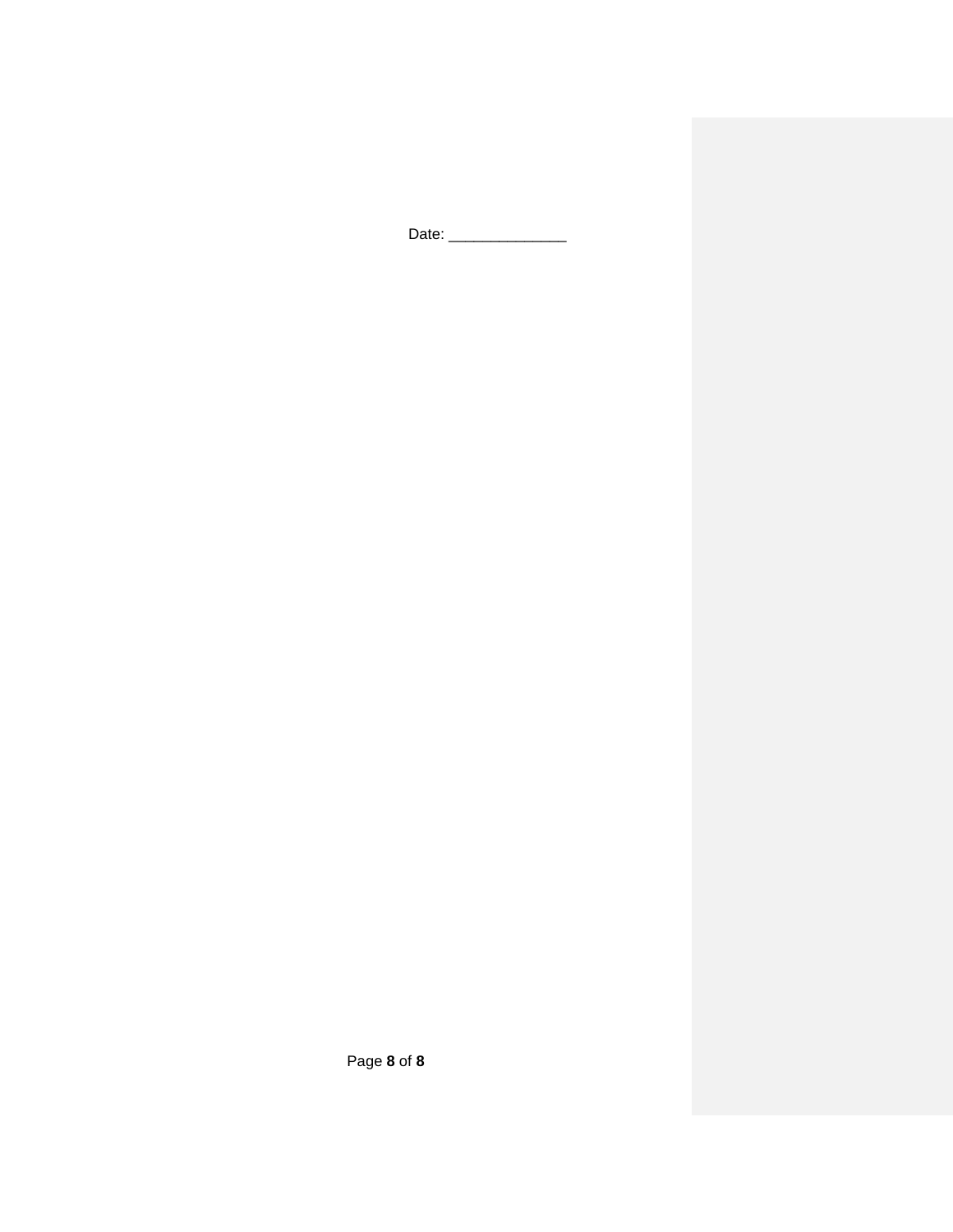Date: ______________